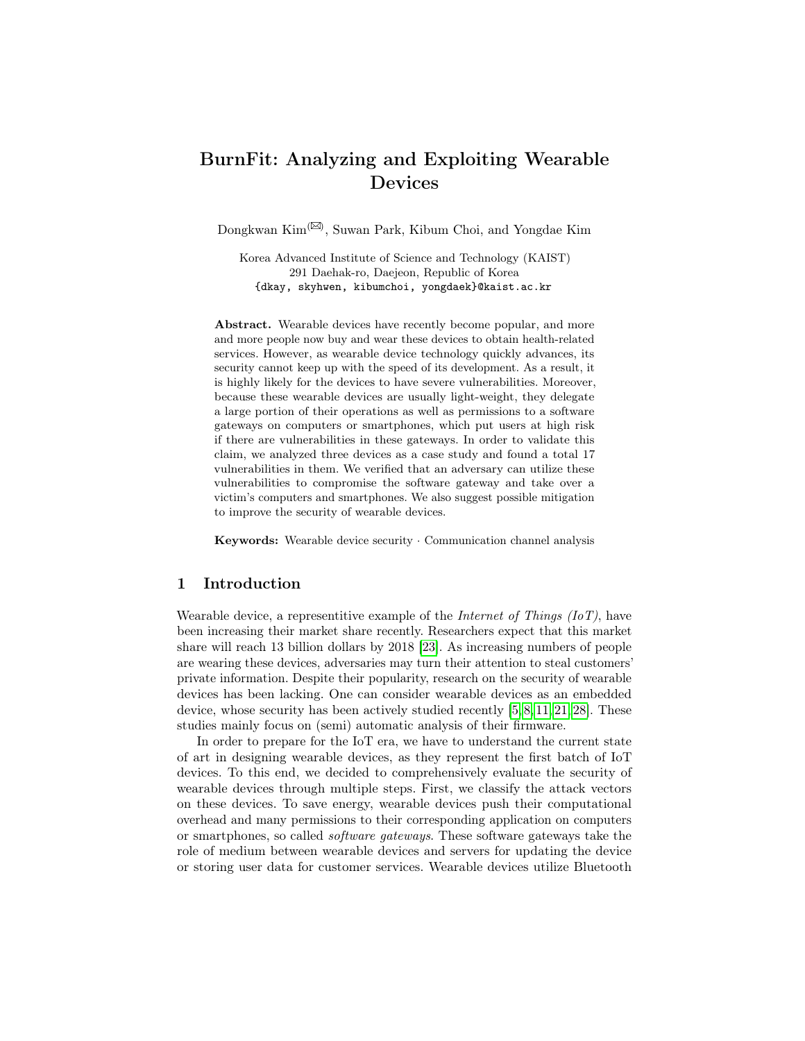# BurnFit: Analyzing and Exploiting Wearable Devices

Dongkwan Kim[(✉)], Suwan Park, Kibum Choi, and Yongdae Kim

Korea Advanced Institute of Science and Technology (KAIST)
291 Daehak-ro, Daejeon, Republic of Korea
{dkay, skyhwen, kibumchoi, yongdaek}@kaist.ac.kr

**Abstract.** Wearable devices have recently become popular, and more and more people now buy and wear these devices to obtain health-related services. However, as wearable device technology quickly advances, its security cannot keep up with the speed of its development. As a result, it is highly likely for the devices to have severe vulnerabilities. Moreover, because these wearable devices are usually light-weight, they delegate a large portion of their operations as well as permissions to a software gateways on computers or smartphones, which put users at high risk if there are vulnerabilities in these gateways. In order to validate this claim, we analyzed three devices as a case study and found a total 17 vulnerabilities in them. We verified that an adversary can utilize these vulnerabilities to compromise the software gateway and take over a victim's computers and smartphones. We also suggest possible mitigation to improve the security of wearable devices.

**Keywords:** Wearable device security · Communication channel analysis

## 1 Introduction

Wearable device, a representitive example of the *Internet of Things (IoT)*, have been increasing their market share recently. Researchers expect that this market share will reach 13 billion dollars by 2018 [23]. As increasing numbers of people are wearing these devices, adversaries may turn their attention to steal customers' private information. Despite their popularity, research on the security of wearable devices has been lacking. One can consider wearable devices as an embedded device, whose security has been actively studied recently [5,8,11,21,28]. These studies mainly focus on (semi) automatic analysis of their firmware.

In order to prepare for the IoT era, we have to understand the current state of art in designing wearable devices, as they represent the first batch of IoT devices. To this end, we decided to comprehensively evaluate the security of wearable devices through multiple steps. First, we classify the attack vectors on these devices. To save energy, wearable devices push their computational overhead and many permissions to their corresponding application on computers or smartphones, so called *software gateways*. These software gateways take the role of medium between wearable devices and servers for updating the device or storing user data for customer services. Wearable devices utilize Bluetooth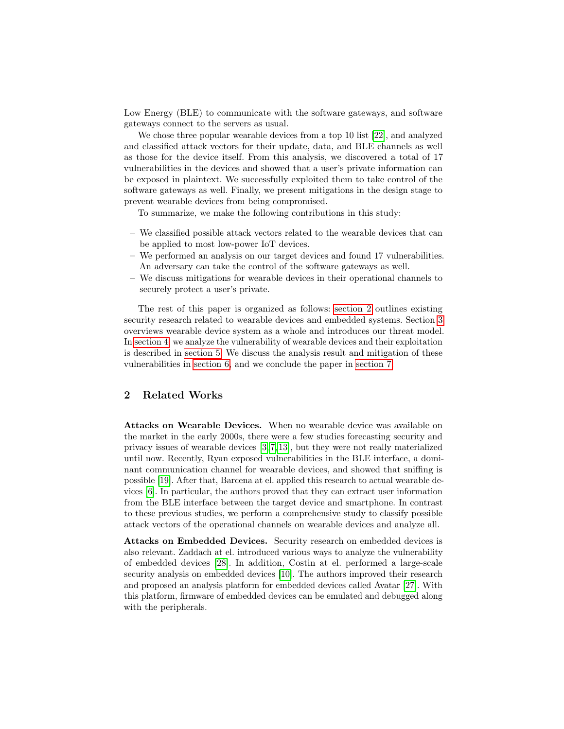Low Energy (BLE) to communicate with the software gateways, and software gateways connect to the servers as usual.

We chose three popular wearable devices from a top 10 list [22], and analyzed and classified attack vectors for their update, data, and BLE channels as well as those for the device itself. From this analysis, we discovered a total of 17 vulnerabilities in the devices and showed that a user's private information can be exposed in plaintext. We successfully exploited them to take control of the software gateways as well. Finally, we present mitigations in the design stage to prevent wearable devices from being compromised.

To summarize, we make the following contributions in this study:

- We classified possible attack vectors related to the wearable devices that can be applied to most low-power IoT devices.
- We performed an analysis on our target devices and found 17 vulnerabilities. An adversary can take the control of the software gateways as well.
- We discuss mitigations for wearable devices in their operational channels to securely protect a user's private.

The rest of this paper is organized as follows: section 2 outlines existing security research related to wearable devices and embedded systems. Section 3 overviews wearable device system as a whole and introduces our threat model. In section 4, we analyze the vulnerability of wearable devices and their exploitation is described in section 5. We discuss the analysis result and mitigation of these vulnerabilities in section 6, and we conclude the paper in section 7.

## 2 Related Works

**Attacks on Wearable Devices.** When no wearable device was available on the market in the early 2000s, there were a few studies forecasting security and privacy issues of wearable devices [3,7,13], but they were not really materialized until now. Recently, Ryan exposed vulnerabilities in the BLE interface, a dominant communication channel for wearable devices, and showed that sniffing is possible [19]. After that, Barcena at el. applied this research to actual wearable devices [6]. In particular, the authors proved that they can extract user information from the BLE interface between the target device and smartphone. In contrast to these previous studies, we perform a comprehensive study to classify possible attack vectors of the operational channels on wearable devices and analyze all.

**Attacks on Embedded Devices.** Security research on embedded devices is also relevant. Zaddach at el. introduced various ways to analyze the vulnerability of embedded devices [28]. In addition, Costin at el. performed a large-scale security analysis on embedded devices [10]. The authors improved their research and proposed an analysis platform for embedded devices called Avatar [27]. With this platform, firmware of embedded devices can be emulated and debugged along with the peripherals.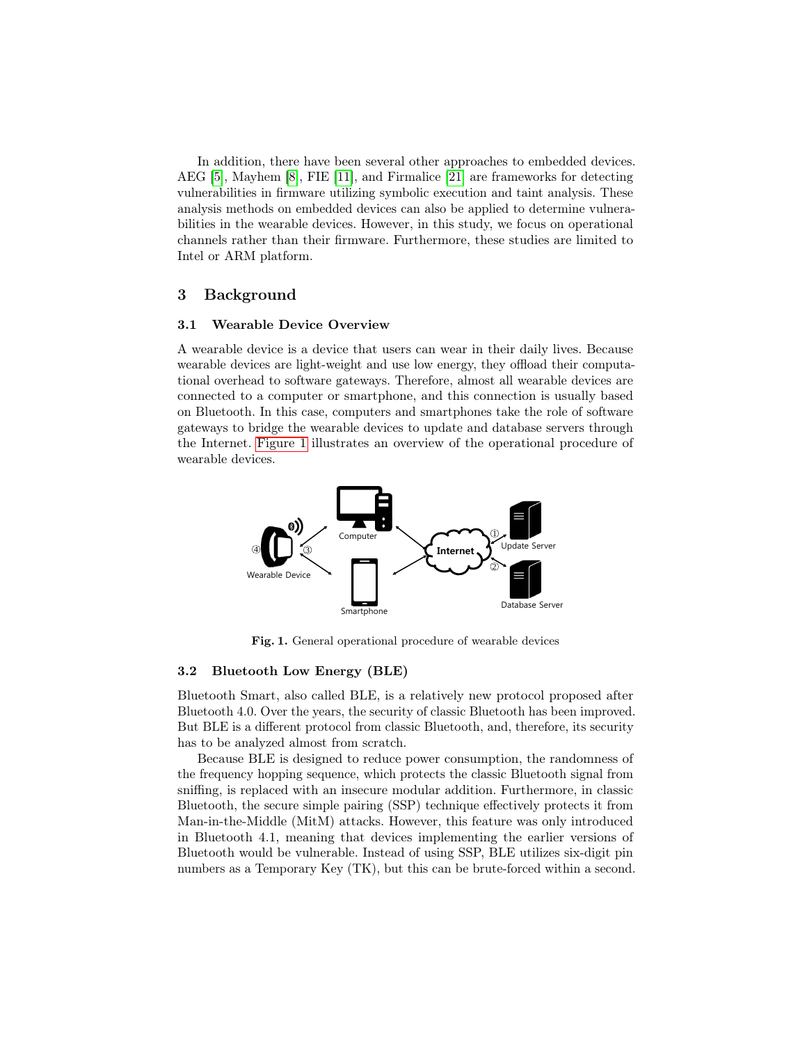In addition, there have been several other approaches to embedded devices. AEG [5], Mayhem [8], FIE [11], and Firmalice [21] are frameworks for detecting vulnerabilities in firmware utilizing symbolic execution and taint analysis. These analysis methods on embedded devices can also be applied to determine vulnerabilities in the wearable devices. However, in this study, we focus on operational channels rather than their firmware. Furthermore, these studies are limited to Intel or ARM platform.

## 3 Background

### 3.1 Wearable Device Overview

A wearable device is a device that users can wear in their daily lives. Because wearable devices are light-weight and use low energy, they offload their computational overhead to software gateways. Therefore, almost all wearable devices are connected to a computer or smartphone, and this connection is usually based on Bluetooth. In this case, computers and smartphones take the role of software gateways to bridge the wearable devices to update and database servers through the Internet. Figure 1 illustrates an overview of the operational procedure of wearable devices.

**Fig. 1.** General operational procedure of wearable devices

### 3.2 Bluetooth Low Energy (BLE)

Bluetooth Smart, also called BLE, is a relatively new protocol proposed after Bluetooth 4.0. Over the years, the security of classic Bluetooth has been improved. But BLE is a different protocol from classic Bluetooth, and, therefore, its security has to be analyzed almost from scratch.

Because BLE is designed to reduce power consumption, the randomness of the frequency hopping sequence, which protects the classic Bluetooth signal from sniffing, is replaced with an insecure modular addition. Furthermore, in classic Bluetooth, the secure simple pairing (SSP) technique effectively protects it from Man-in-the-Middle (MitM) attacks. However, this feature was only introduced in Bluetooth 4.1, meaning that devices implementing the earlier versions of Bluetooth would be vulnerable. Instead of using SSP, BLE utilizes six-digit pin numbers as a Temporary Key (TK), but this can be brute-forced within a second.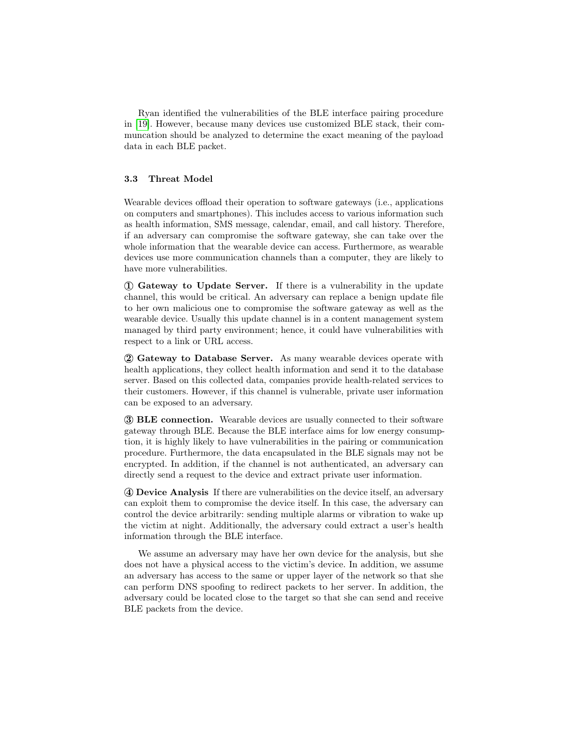Ryan identified the vulnerabilities of the BLE interface pairing procedure in [19]. However, because many devices use customized BLE stack, their communcation should be analyzed to determine the exact meaning of the payload data in each BLE packet.

### 3.3 Threat Model

Wearable devices offload their operation to software gateways (i.e., applications on computers and smartphones). This includes access to various information such as health information, SMS message, calendar, email, and call history. Therefore, if an adversary can compromise the software gateway, she can take over the whole information that the wearable device can access. Furthermore, as wearable devices use more communication channels than a computer, they are likely to have more vulnerabilities.

**① Gateway to Update Server.** If there is a vulnerability in the update channel, this would be critical. An adversary can replace a benign update file to her own malicious one to compromise the software gateway as well as the wearable device. Usually this update channel is in a content management system managed by third party environment; hence, it could have vulnerabilities with respect to a link or URL access.

**② Gateway to Database Server.** As many wearable devices operate with health applications, they collect health information and send it to the database server. Based on this collected data, companies provide health-related services to their customers. However, if this channel is vulnerable, private user information can be exposed to an adversary.

**③ BLE connection.** Wearable devices are usually connected to their software gateway through BLE. Because the BLE interface aims for low energy consumption, it is highly likely to have vulnerabilities in the pairing or communication procedure. Furthermore, the data encapsulated in the BLE signals may not be encrypted. In addition, if the channel is not authenticated, an adversary can directly send a request to the device and extract private user information.

**④ Device Analysis** If there are vulnerabilities on the device itself, an adversary can exploit them to compromise the device itself. In this case, the adversary can control the device arbitrarily: sending multiple alarms or vibration to wake up the victim at night. Additionally, the adversary could extract a user's health information through the BLE interface.

We assume an adversary may have her own device for the analysis, but she does not have a physical access to the victim's device. In addition, we assume an adversary has access to the same or upper layer of the network so that she can perform DNS spoofing to redirect packets to her server. In addition, the adversary could be located close to the target so that she can send and receive BLE packets from the device.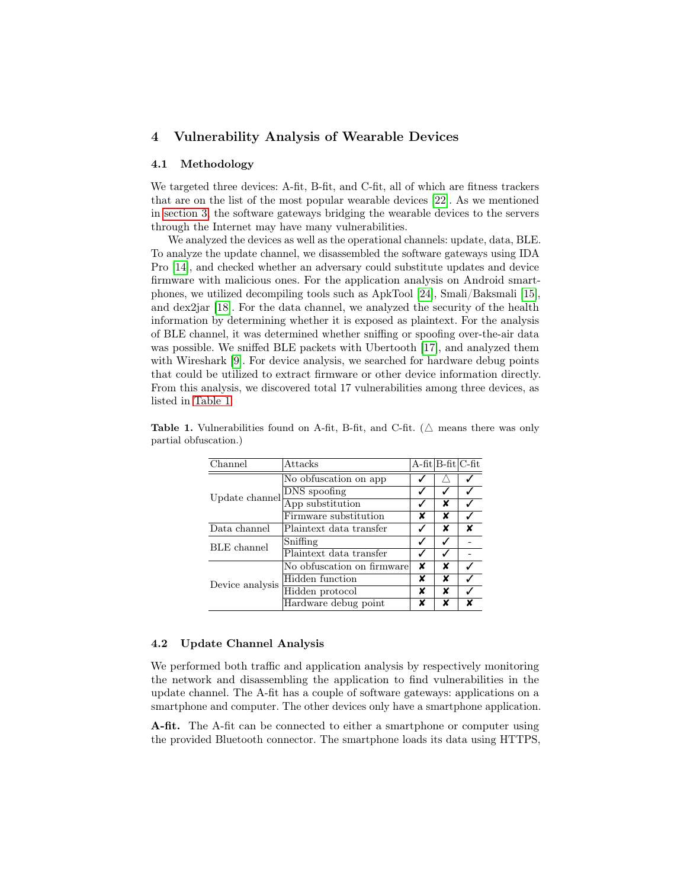## 4 Vulnerability Analysis of Wearable Devices

### 4.1 Methodology

We targeted three devices: A-fit, B-fit, and C-fit, all of which are fitness trackers that are on the list of the most popular wearable devices [22]. As we mentioned in section 3, the software gateways bridging the wearable devices to the servers through the Internet may have many vulnerabilities.

We analyzed the devices as well as the operational channels: update, data, BLE. To analyze the update channel, we disassembled the software gateways using IDA Pro [14], and checked whether an adversary could substitute updates and device firmware with malicious ones. For the application analysis on Android smartphones, we utilized decompiling tools such as ApkTool [24], Smali/Baksmali [15], and dex2jar [18]. For the data channel, we analyzed the security of the health information by determining whether it is exposed as plaintext. For the analysis of BLE channel, it was determined whether sniffing or spoofing over-the-air data was possible. We sniffed BLE packets with Ubertooth [17], and analyzed them with Wireshark [9]. For device analysis, we searched for hardware debug points that could be utilized to extract firmware or other device information directly. From this analysis, we discovered total 17 vulnerabilities among three devices, as listed in Table 1.

**Table 1.** Vulnerabilities found on A-fit, B-fit, and C-fit. (△ means there was only partial obfuscation.)

| Channel | Attacks | A-fit | B-fit | C-fit |
|---|---|---|---|---|
| Update channel | No obfuscation on app | ✓ | △ | ✓ |
| | DNS spoofing | ✓ | ✓ | ✓ |
| | App substitution | ✓ | ✘ | ✓ |
| | Firmware substitution | ✘ | ✘ | ✓ |
| Data channel | Plaintext data transfer | ✓ | ✘ | ✘ |
| BLE channel | Sniffing | ✓ | ✓ | - |
| | Plaintext data transfer | ✓ | ✓ | - |
| Device analysis | No obfuscation on firmware | ✘ | ✘ | ✓ |
| | Hidden function | ✘ | ✘ | ✓ |
| | Hidden protocol | ✘ | ✘ | ✓ |
| | Hardware debug point | ✘ | ✘ | ✘ |

### 4.2 Update Channel Analysis

We performed both traffic and application analysis by respectively monitoring the network and disassembling the application to find vulnerabilities in the update channel. The A-fit has a couple of software gateways: applications on a smartphone and computer. The other devices only have a smartphone application.

**A-fit.** The A-fit can be connected to either a smartphone or computer using the provided Bluetooth connector. The smartphone loads its data using HTTPS,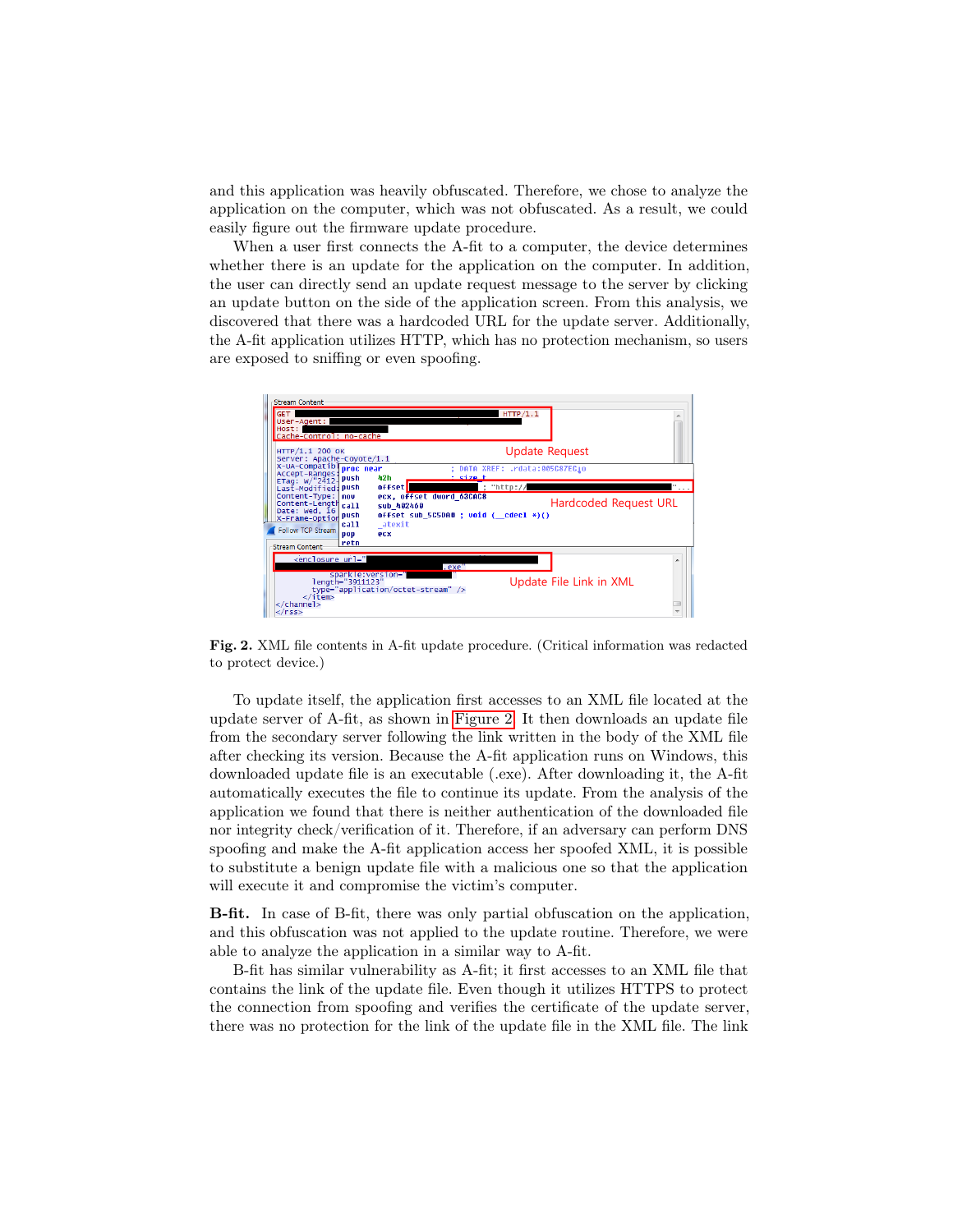and this application was heavily obfuscated. Therefore, we chose to analyze the application on the computer, which was not obfuscated. As a result, we could easily figure out the firmware update procedure.

When a user first connects the A-fit to a computer, the device determines whether there is an update for the application on the computer. In addition, the user can directly send an update request message to the server by clicking an update button on the side of the application screen. From this analysis, we discovered that there was a hardcoded URL for the update server. Additionally, the A-fit application utilizes HTTP, which has no protection mechanism, so users are exposed to sniffing or even spoofing.

**Fig. 2.** XML file contents in A-fit update procedure. (Critical information was redacted to protect device.)

To update itself, the application first accesses to an XML file located at the update server of A-fit, as shown in Figure 2. It then downloads an update file from the secondary server following the link written in the body of the XML file after checking its version. Because the A-fit application runs on Windows, this downloaded update file is an executable (.exe). After downloading it, the A-fit automatically executes the file to continue its update. From the analysis of the application we found that there is neither authentication of the downloaded file nor integrity check/verification of it. Therefore, if an adversary can perform DNS spoofing and make the A-fit application access her spoofed XML, it is possible to substitute a benign update file with a malicious one so that the application will execute it and compromise the victim's computer.

**B-fit.** In case of B-fit, there was only partial obfuscation on the application, and this obfuscation was not applied to the update routine. Therefore, we were able to analyze the application in a similar way to A-fit.

B-fit has similar vulnerability as A-fit; it first accesses to an XML file that contains the link of the update file. Even though it utilizes HTTPS to protect the connection from spoofing and verifies the certificate of the update server, there was no protection for the link of the update file in the XML file. The link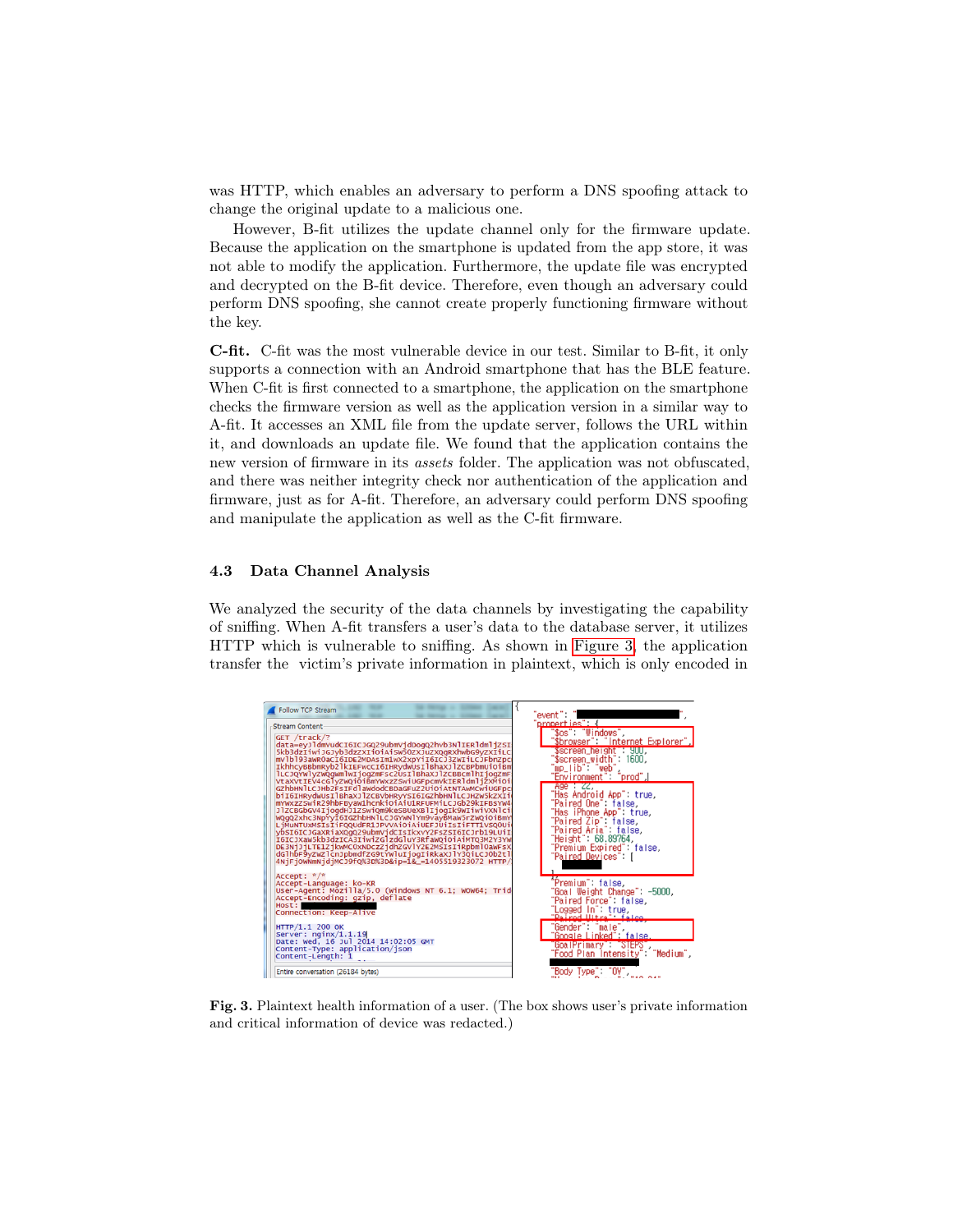was HTTP, which enables an adversary to perform a DNS spoofing attack to change the original update to a malicious one.

However, B-fit utilizes the update channel only for the firmware update. Because the application on the smartphone is updated from the app store, it was not able to modify the application. Furthermore, the update file was encrypted and decrypted on the B-fit device. Therefore, even though an adversary could perform DNS spoofing, she cannot create properly functioning firmware without the key.

**C-fit.** C-fit was the most vulnerable device in our test. Similar to B-fit, it only supports a connection with an Android smartphone that has the BLE feature. When C-fit is first connected to a smartphone, the application on the smartphone checks the firmware version as well as the application version in a similar way to A-fit. It accesses an XML file from the update server, follows the URL within it, and downloads an update file. We found that the application contains the new version of firmware in its *assets* folder. The application was not obfuscated, and there was neither integrity check nor authentication of the application and firmware, just as for A-fit. Therefore, an adversary could perform DNS spoofing and manipulate the application as well as the C-fit firmware.

### 4.3 Data Channel Analysis

We analyzed the security of the data channels by investigating the capability of sniffing. When A-fit transfers a user's data to the database server, it utilizes HTTP which is vulnerable to sniffing. As shown in Figure 3, the application transfer the victim's private information in plaintext, which is only encoded in

**Fig. 3.** Plaintext health information of a user. (The box shows user's private information and critical information of device was redacted.)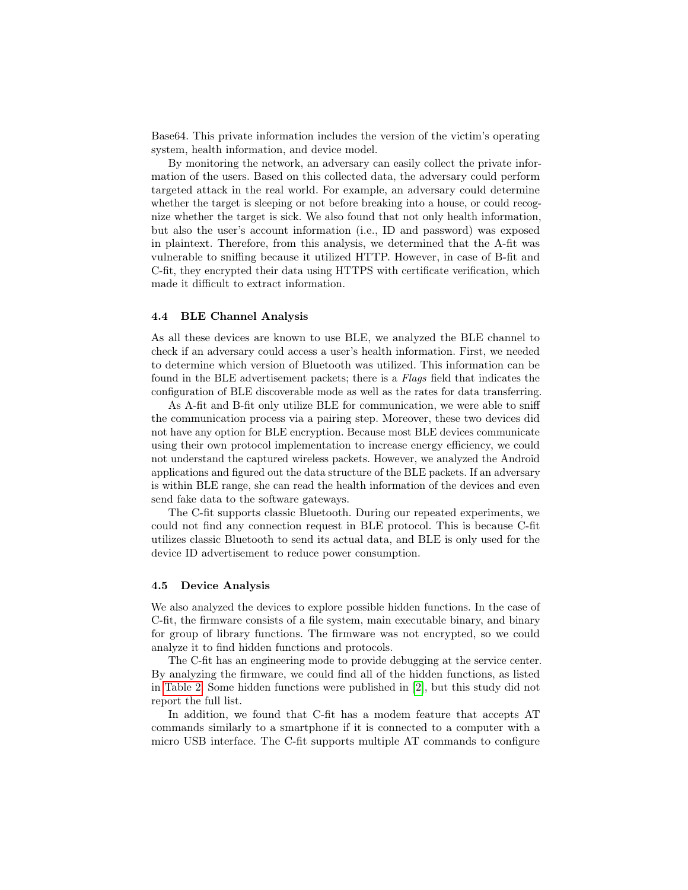Base64. This private information includes the version of the victim's operating system, health information, and device model.

By monitoring the network, an adversary can easily collect the private information of the users. Based on this collected data, the adversary could perform targeted attack in the real world. For example, an adversary could determine whether the target is sleeping or not before breaking into a house, or could recognize whether the target is sick. We also found that not only health information, but also the user's account information (i.e., ID and password) was exposed in plaintext. Therefore, from this analysis, we determined that the A-fit was vulnerable to sniffing because it utilized HTTP. However, in case of B-fit and C-fit, they encrypted their data using HTTPS with certificate verification, which made it difficult to extract information.

### 4.4 BLE Channel Analysis

As all these devices are known to use BLE, we analyzed the BLE channel to check if an adversary could access a user's health information. First, we needed to determine which version of Bluetooth was utilized. This information can be found in the BLE advertisement packets; there is a *Flags* field that indicates the configuration of BLE discoverable mode as well as the rates for data transferring.

As A-fit and B-fit only utilize BLE for communication, we were able to sniff the communication process via a pairing step. Moreover, these two devices did not have any option for BLE encryption. Because most BLE devices communicate using their own protocol implementation to increase energy efficiency, we could not understand the captured wireless packets. However, we analyzed the Android applications and figured out the data structure of the BLE packets. If an adversary is within BLE range, she can read the health information of the devices and even send fake data to the software gateways.

The C-fit supports classic Bluetooth. During our repeated experiments, we could not find any connection request in BLE protocol. This is because C-fit utilizes classic Bluetooth to send its actual data, and BLE is only used for the device ID advertisement to reduce power consumption.

### 4.5 Device Analysis

We also analyzed the devices to explore possible hidden functions. In the case of C-fit, the firmware consists of a file system, main executable binary, and binary for group of library functions. The firmware was not encrypted, so we could analyze it to find hidden functions and protocols.

The C-fit has an engineering mode to provide debugging at the service center. By analyzing the firmware, we could find all of the hidden functions, as listed in Table 2. Some hidden functions were published in [2], but this study did not report the full list.

In addition, we found that C-fit has a modem feature that accepts AT commands similarly to a smartphone if it is connected to a computer with a micro USB interface. The C-fit supports multiple AT commands to configure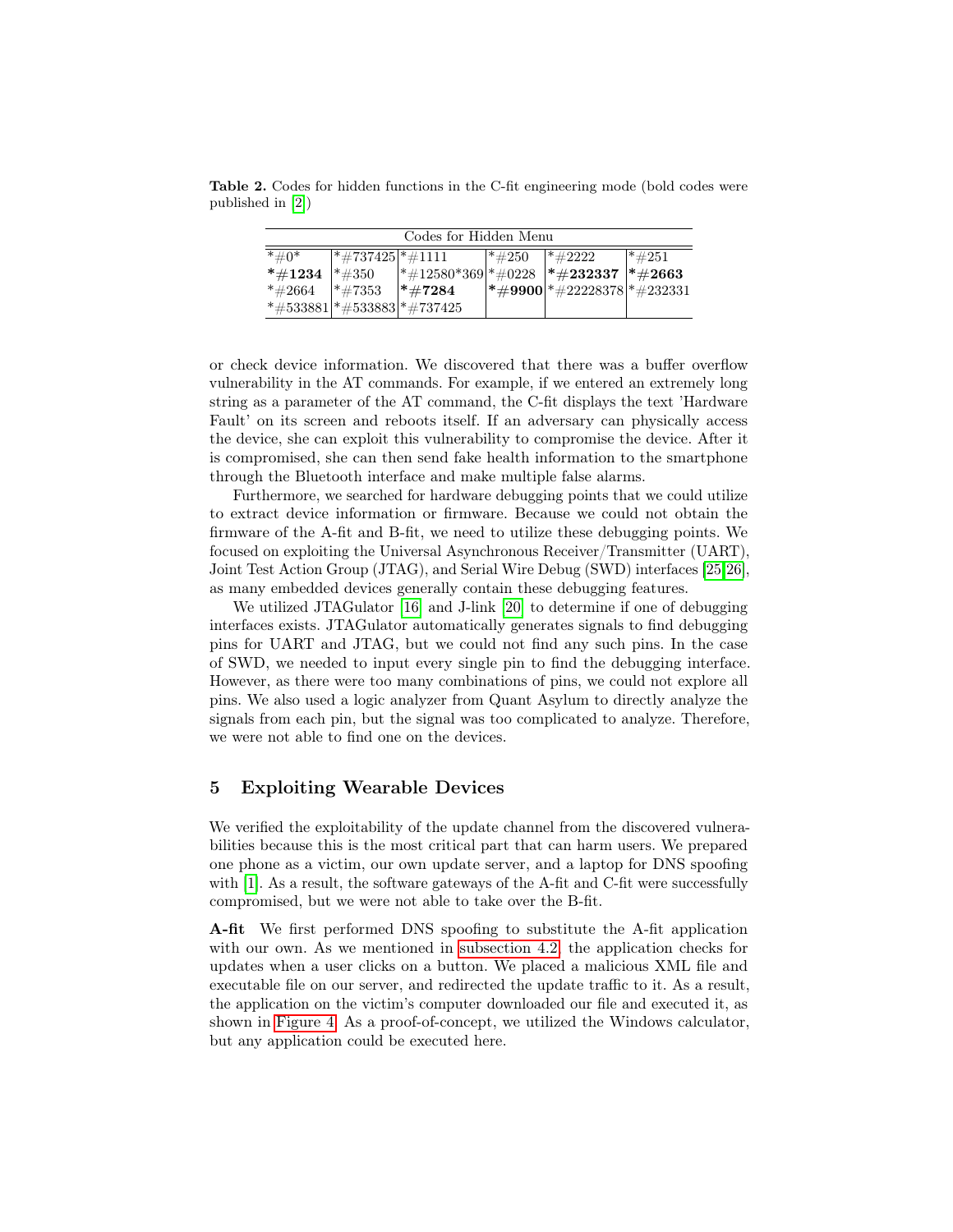**Table 2.** Codes for hidden functions in the C-fit engineering mode (bold codes were published in [2])

| Codes for Hidden Menu | | | | | |
|---|---|---|---|---|---|
| *#0* | *#737425 | *#1111 | *#250 | *#2222 | *#251 |
| **\*#1234** | *#350 | *#12580*369 | *#0228 | **\*#232337** | **\*#2663** |
| *#2664 | *#7353 | **\*#7284** | **\*#9900** | *#22228378 | *#232331 |
| *#533881 | *#533883 | *#737425 | | | |

or check device information. We discovered that there was a buffer overflow vulnerability in the AT commands. For example, if we entered an extremely long string as a parameter of the AT command, the C-fit displays the text 'Hardware Fault' on its screen and reboots itself. If an adversary can physically access the device, she can exploit this vulnerability to compromise the device. After it is compromised, she can then send fake health information to the smartphone through the Bluetooth interface and make multiple false alarms.

Furthermore, we searched for hardware debugging points that we could utilize to extract device information or firmware. Because we could not obtain the firmware of the A-fit and B-fit, we need to utilize these debugging points. We focused on exploiting the Universal Asynchronous Receiver/Transmitter (UART), Joint Test Action Group (JTAG), and Serial Wire Debug (SWD) interfaces [25,26], as many embedded devices generally contain these debugging features.

We utilized JTAGulator [16] and J-link [20] to determine if one of debugging interfaces exists. JTAGulator automatically generates signals to find debugging pins for UART and JTAG, but we could not find any such pins. In the case of SWD, we needed to input every single pin to find the debugging interface. However, as there were too many combinations of pins, we could not explore all pins. We also used a logic analyzer from Quant Asylum to directly analyze the signals from each pin, but the signal was too complicated to analyze. Therefore, we were not able to find one on the devices.

## 5 Exploiting Wearable Devices

We verified the exploitability of the update channel from the discovered vulnerabilities because this is the most critical part that can harm users. We prepared one phone as a victim, our own update server, and a laptop for DNS spoofing with [1]. As a result, the software gateways of the A-fit and C-fit were successfully compromised, but we were not able to take over the B-fit.

**A-fit** We first performed DNS spoofing to substitute the A-fit application with our own. As we mentioned in subsection 4.2, the application checks for updates when a user clicks on a button. We placed a malicious XML file and executable file on our server, and redirected the update traffic to it. As a result, the application on the victim's computer downloaded our file and executed it, as shown in Figure 4. As a proof-of-concept, we utilized the Windows calculator, but any application could be executed here.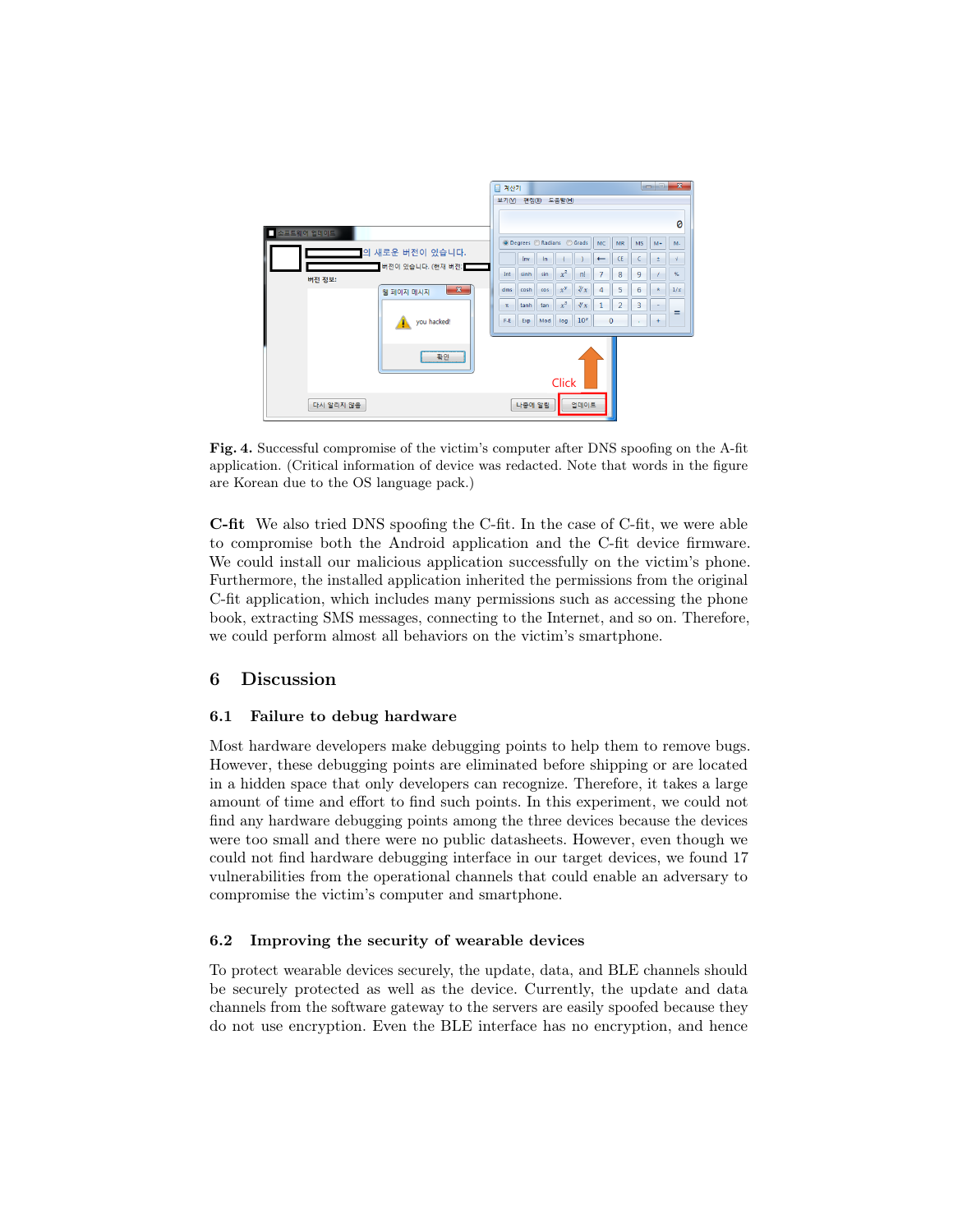**Fig. 4.** Successful compromise of the victim's computer after DNS spoofing on the A-fit application. (Critical information of device was redacted. Note that words in the figure are Korean due to the OS language pack.)

**C-fit** We also tried DNS spoofing the C-fit. In the case of C-fit, we were able to compromise both the Android application and the C-fit device firmware. We could install our malicious application successfully on the victim's phone. Furthermore, the installed application inherited the permissions from the original C-fit application, which includes many permissions such as accessing the phone book, extracting SMS messages, connecting to the Internet, and so on. Therefore, we could perform almost all behaviors on the victim's smartphone.

## 6 Discussion

### 6.1 Failure to debug hardware

Most hardware developers make debugging points to help them to remove bugs. However, these debugging points are eliminated before shipping or are located in a hidden space that only developers can recognize. Therefore, it takes a large amount of time and effort to find such points. In this experiment, we could not find any hardware debugging points among the three devices because the devices were too small and there were no public datasheets. However, even though we could not find hardware debugging interface in our target devices, we found 17 vulnerabilities from the operational channels that could enable an adversary to compromise the victim's computer and smartphone.

### 6.2 Improving the security of wearable devices

To protect wearable devices securely, the update, data, and BLE channels should be securely protected as well as the device. Currently, the update and data channels from the software gateway to the servers are easily spoofed because they do not use encryption. Even the BLE interface has no encryption, and hence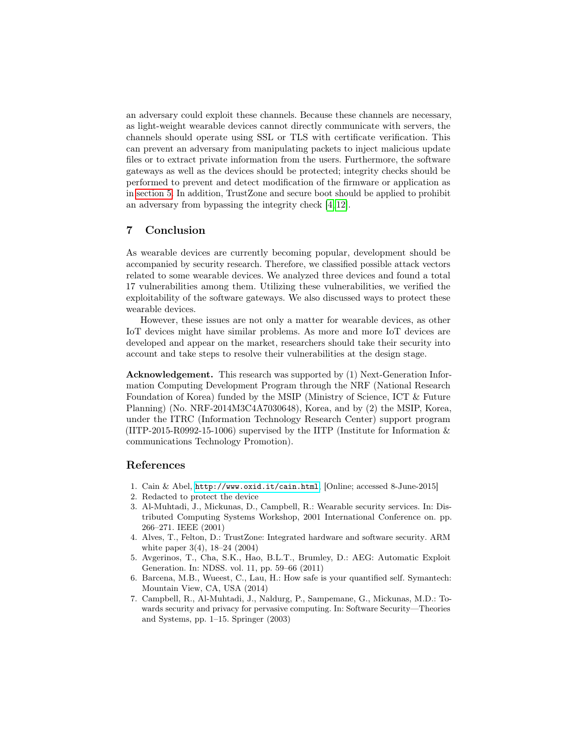an adversary could exploit these channels. Because these channels are necessary, as light-weight wearable devices cannot directly communicate with servers, the channels should operate using SSL or TLS with certificate verification. This can prevent an adversary from manipulating packets to inject malicious update files or to extract private information from the users. Furthermore, the software gateways as well as the devices should be protected; integrity checks should be performed to prevent and detect modification of the firmware or application as in section 5. In addition, TrustZone and secure boot should be applied to prohibit an adversary from bypassing the integrity check [4,12].

## 7 Conclusion

As wearable devices are currently becoming popular, development should be accompanied by security research. Therefore, we classified possible attack vectors related to some wearable devices. We analyzed three devices and found a total 17 vulnerabilities among them. Utilizing these vulnerabilities, we verified the exploitability of the software gateways. We also discussed ways to protect these wearable devices.

However, these issues are not only a matter for wearable devices, as other IoT devices might have similar problems. As more and more IoT devices are developed and appear on the market, researchers should take their security into account and take steps to resolve their vulnerabilities at the design stage.

**Acknowledgement.** This research was supported by (1) Next-Generation Information Computing Development Program through the NRF (National Research Foundation of Korea) funded by the MSIP (Ministry of Science, ICT & Future Planning) (No. NRF-2014M3C4A7030648), Korea, and by (2) the MSIP, Korea, under the ITRC (Information Technology Research Center) support program (IITP-2015-R0992-15-1006) supervised by the IITP (Institute for Information & communications Technology Promotion).

## References

1. Cain & Abel, `http://www.oxid.it/cain.html`, [Online; accessed 8-June-2015]
2. Redacted to protect the device
3. Al-Muhtadi, J., Mickunas, D., Campbell, R.: Wearable security services. In: Distributed Computing Systems Workshop, 2001 International Conference on. pp. 266–271. IEEE (2001)
4. Alves, T., Felton, D.: TrustZone: Integrated hardware and software security. ARM white paper 3(4), 18–24 (2004)
5. Avgerinos, T., Cha, S.K., Hao, B.L.T., Brumley, D.: AEG: Automatic Exploit Generation. In: NDSS. vol. 11, pp. 59–66 (2011)
6. Barcena, M.B., Wueest, C., Lau, H.: How safe is your quantified self. Symantech: Mountain View, CA, USA (2014)
7. Campbell, R., Al-Muhtadi, J., Naldurg, P., Sampemane, G., Mickunas, M.D.: Towards security and privacy for pervasive computing. In: Software Security—Theories and Systems, pp. 1–15. Springer (2003)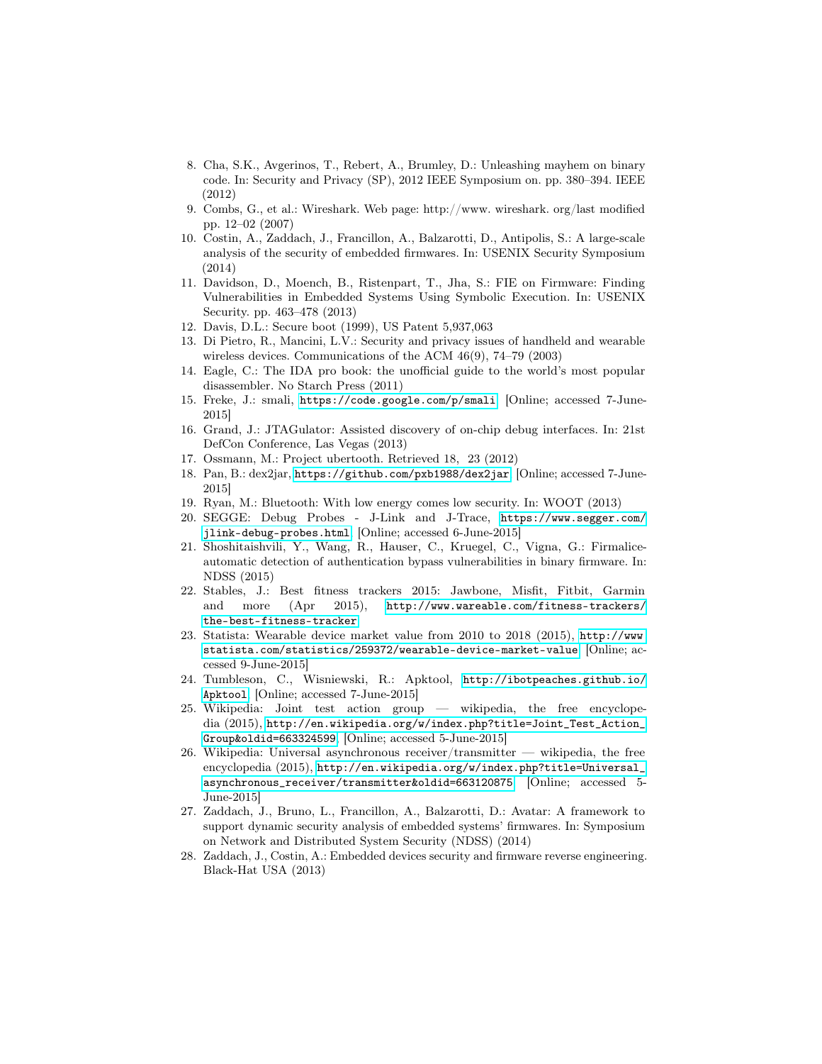8. Cha, S.K., Avgerinos, T., Rebert, A., Brumley, D.: Unleashing mayhem on binary code. In: Security and Privacy (SP), 2012 IEEE Symposium on. pp. 380–394. IEEE (2012)
9. Combs, G., et al.: Wireshark. Web page: http://www. wireshark. org/last modified pp. 12–02 (2007)
10. Costin, A., Zaddach, J., Francillon, A., Balzarotti, D., Antipolis, S.: A large-scale analysis of the security of embedded firmwares. In: USENIX Security Symposium (2014)
11. Davidson, D., Moench, B., Ristenpart, T., Jha, S.: FIE on Firmware: Finding Vulnerabilities in Embedded Systems Using Symbolic Execution. In: USENIX Security. pp. 463–478 (2013)
12. Davis, D.L.: Secure boot (1999), US Patent 5,937,063
13. Di Pietro, R., Mancini, L.V.: Security and privacy issues of handheld and wearable wireless devices. Communications of the ACM 46(9), 74–79 (2003)
14. Eagle, C.: The IDA pro book: the unofficial guide to the world's most popular disassembler. No Starch Press (2011)
15. Freke, J.: smali, https://code.google.com/p/smali, [Online; accessed 7-June-2015]
16. Grand, J.: JTAGulator: Assisted discovery of on-chip debug interfaces. In: 21st DefCon Conference, Las Vegas (2013)
17. Ossmann, M.: Project ubertooth. Retrieved 18, 23 (2012)
18. Pan, B.: dex2jar, https://github.com/pxb1988/dex2jar, [Online; accessed 7-June-2015]
19. Ryan, M.: Bluetooth: With low energy comes low security. In: WOOT (2013)
20. SEGGE: Debug Probes - J-Link and J-Trace, https://www.segger.com/jlink-debug-probes.html, [Online; accessed 6-June-2015]
21. Shoshitaishvili, Y., Wang, R., Hauser, C., Kruegel, C., Vigna, G.: Firmalice-automatic detection of authentication bypass vulnerabilities in binary firmware. In: NDSS (2015)
22. Stables, J.: Best fitness trackers 2015: Jawbone, Misfit, Fitbit, Garmin and more (Apr 2015), http://www.wareable.com/fitness-trackers/the-best-fitness-tracker
23. Statista: Wearable device market value from 2010 to 2018 (2015), http://www.statista.com/statistics/259372/wearable-device-market-value, [Online; accessed 9-June-2015]
24. Tumbleson, C., Wisniewski, R.: Apktool, http://ibotpeaches.github.io/Apktool, [Online; accessed 7-June-2015]
25. Wikipedia: Joint test action group — wikipedia, the free encyclopedia (2015), http://en.wikipedia.org/w/index.php?title=Joint_Test_Action_Group&oldid=663324599, [Online; accessed 5-June-2015]
26. Wikipedia: Universal asynchronous receiver/transmitter — wikipedia, the free encyclopedia (2015), http://en.wikipedia.org/w/index.php?title=Universal_asynchronous_receiver/transmitter&oldid=663120875, [Online; accessed 5-June-2015]
27. Zaddach, J., Bruno, L., Francillon, A., Balzarotti, D.: Avatar: A framework to support dynamic security analysis of embedded systems' firmwares. In: Symposium on Network and Distributed System Security (NDSS) (2014)
28. Zaddach, J., Costin, A.: Embedded devices security and firmware reverse engineering. Black-Hat USA (2013)